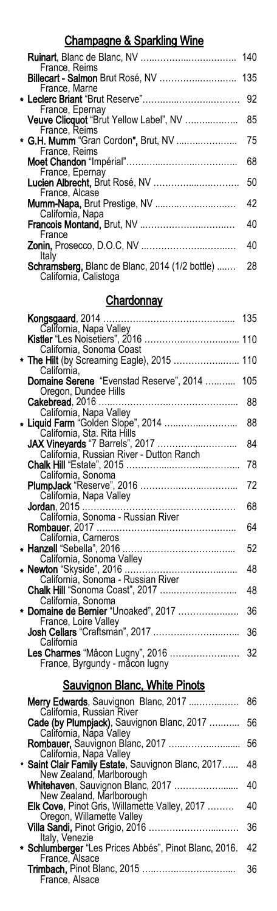## Champagne & Sparkling Wine

**Ruinart**, Blanc de Blanc, NV ........................................ 140
France, Reims

**Billecart - Salmon** Brut Rosé, NV ............................ 135
France, Marne

* **Leclerc Briant** "Brut Reserve"................................. 92
France, Epernay

**Veuve Clicquot** "Brut Yellow Label", NV ..................... 85
France, Reims

* **G.H. Mumm** "Gran Cordon", Brut, NV ..................... 75
France, Reims

**Moet Chandon** "Impérial"........................................ 68
France, Epernay

**Lucien Albrecht**, Brut Rosé, NV ............................. 50
France, Alcase

**Mumm-Napa**, Brut Prestige, NV ............................. 42
California, Napa

**Francois Montand**, Brut, NV ................................... 40
France

**Zonin**, Prosecco, D.O.C, NV .................................... 40
Italy

**Schramsberg**, Blanc de Blanc, 2014 (1/2 bottle) ....... 28
California, Calistoga

## Chardonnay

**Kongsgaard**, 2014 ............................................... 135
California, Napa Valley

**Kistler** "Les Noisetiers", 2016 .............................. 110
California, Sonoma Coast

* **The Hilt** (by Screaming Eagle), 2015 ...................... 110
California,

**Domaine Serene** "Evenstad Reserve", 2014 .......... 105
Oregon, Dundee Hills

**Cakebread**, 2016 ................................................... 88
California, Napa Valley

* **Liquid Farm** "Golden Slope", 2014 ........................ 88
California, Sta. Rita Hills

**JAX Vineyards** "7 Barrels", 2017 ........................... 84
California, Russian River - Dutton Ranch

**Chalk Hill** "Estate", 2015 ...................................... 78
California, Sonoma

**PlumpJack** "Reserve", 2016 .................................. 72
California, Napa Valley

**Jordan**, 2015 ......................................................... 68
California, Sonoma - Russian River

**Rombauer**, 2017 .................................................... 64
California, Carneros

* **Hanzell** "Sebella", 2016 ........................................ 52
California, Sonoma Valley

* **Newton** "Skyside", 2016 ......................................... 48
California, Sonoma - Russian River

**Chalk Hill** "Sonoma Coast", 2017 ........................... 48
California, Sonoma

* **Domaine de Bernier** "Unoaked", 2017 ..................... 36
France, Loire Valley

**Josh Cellars** "Craftsman", 2017 ............................. 36
California

**Les Charmes** "Mâcon Lugny", 2016 ......................... 32
France, Byrgundy - mâcon lugny

## Sauvignon Blanc, White Pinots

**Merry Edwards**, Sauvignon Blanc, 2017 .................. 86
California, Russian River

**Cade (by Plumpjack)**, Sauvignon Blanc, 2017 .......... 56
California, Napa Valley

**Rombauer**, Sauvignon Blanc, 2017 ......................... 56
California, Napa Valley

* **Saint Clair Family Estate**, Sauvignon Blanc, 2017...... 48
New Zealand, Marlborough

**Whitehaven**, Sauvignon Blanc, 2017 ....................... 40
New Zealand, Marlborough

**Elk Cove**, Pinot Gris, Willamette Valley, 2017 ......... 40
Oregon, Willamette Valley

**Villa Sandi**, Pinot Grigio, 2016 ............................... 36
Italy, Venezie

* **Schlumberger** "Les Prices Abbés", Pinot Blanc, 2016. 42
France, Alsace

**Trimbach**, Pinot Blanc, 2015 .................................. 36
France, Alsace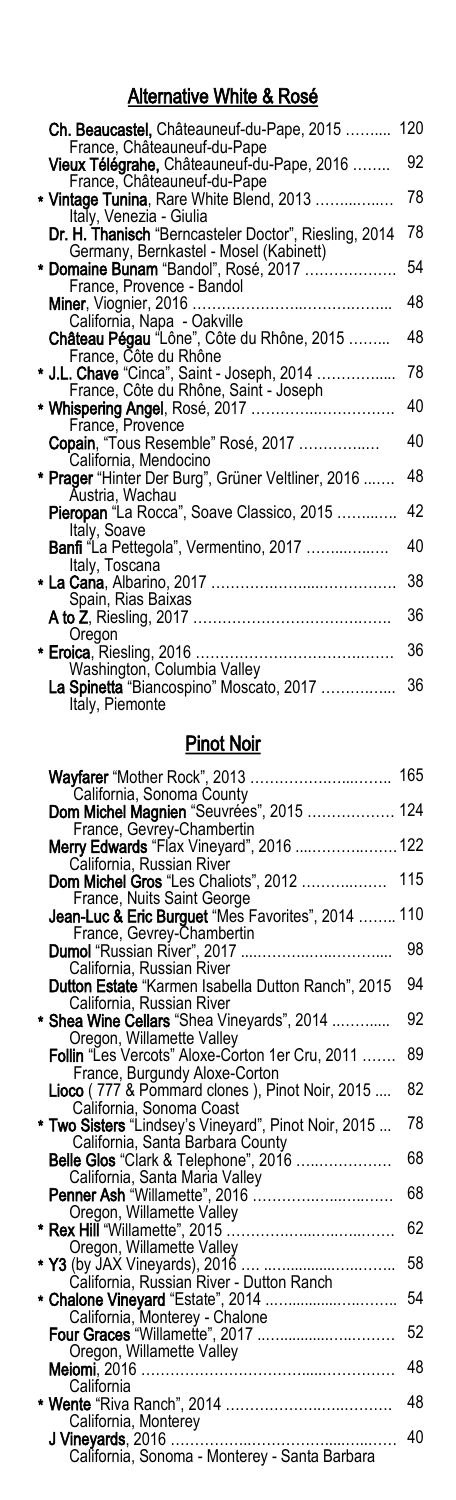## Alternative White & Rosé

**Ch. Beaucastel,** Châteauneuf-du-Pape, 2015 .......... 120
France, Châteauneuf-du-Pape

**Vieux Télégrahe,** Châteauneuf-du-Pape, 2016 ........ 92
France, Châteauneuf-du-Pape

* **Vintage Tunina**, Rare White Blend, 2013 ............... 78
Italy, Venezia - Giulia

**Dr. H. Thanisch** "Berncasteler Doctor", Riesling, 2014 78
Germany, Bernkastel - Mosel (Kabinett)

* **Domaine Bunam** "Bandol", Rosé, 2017 .................. 54
France, Provence - Bandol

**Miner**, Viognier, 2016 ........................................ 48
California, Napa - Oakville

**Château Pégau** "Lône", Côte du Rhône, 2015 ......... 48
France, Côte du Rhône

* **J.L. Chave** "Cinca", Saint - Joseph, 2014 ............... 78
France, Côte du Rhône, Saint - Joseph

* **Whispering Angel**, Rosé, 2017 ............................. 40
France, Provence

**Copain**, "Tous Resemble" Rosé, 2017 ..................... 40
California, Mendocino

* **Prager** "Hinter Der Burg", Grüner Veltliner, 2016 ....... 48
Austria, Wachau

**Pieropan** "La Rocca", Soave Classico, 2015 ............. 42
Italy, Soave

**Banfi** "La Pettegola", Vermentino, 2017 .................. 40
Italy, Toscana

* **La Cana**, Albarino, 2017 ...................................... 38
Spain, Rias Baixas

**A to Z**, Riesling, 2017 .......................................... 36
Oregon

* **Eroica**, Riesling, 2016 .......................................... 36
Washington, Columbia Valley

**La Spinetta** "Biancospino" Moscato, 2017 ............... 36
Italy, Piemonte

## Pinot Noir

**Wayfarer** "Mother Rock", 2013 ............................... 165
California, Sonoma County

**Dom Michel Magnien** "Seuvrées", 2015 .................. 124
France, Gevrey-Chambertin

**Merry Edwards** "Flax Vineyard", 2016 ...................... 122
California, Russian River

**Dom Michel Gros** "Les Chaliots", 2012 .................... 115
France, Nuits Saint George

**Jean-Luc & Eric Burguet** "Mes Favorites", 2014 ........ 110
France, Gevrey-Chambertin

**Dumol** "Russian River", 2017 .................................. 98
California, Russian River

**Dutton Estate** "Karmen Isabella Dutton Ranch", 2015 94
California, Russian River

* **Shea Wine Cellars** "Shea Vineyards", 2014 ............ 92
Oregon, Willamette Valley

**Follin** "Les Vercots" Aloxe-Corton 1er Cru, 2011 ....... 89
France, Burgundy Aloxe-Corton

**Lioco** ( 777 & Pommard clones ), Pinot Noir, 2015 .... 82
California, Sonoma Coast

* **Two Sisters** "Lindsey's Vineyard", Pinot Noir, 2015 ... 78
California, Santa Barbara County

**Belle Glos** "Clark & Telephone", 2016 ..................... 68
California, Santa Maria Valley

**Penner Ash** "Willamette", 2016 ............................... 68
Oregon, Willamette Valley

* **Rex Hill** "Willamette", 2015 .................................. 62
Oregon, Willamette Valley

* **Y3** (by JAX Vineyards), 2016 ................................ 58
California, Russian River - Dutton Ranch

* **Chalone Vineyard** "Estate", 2014 ........................... 54
California, Monterey - Chalone

**Four Graces** "Willamette", 2017 .............................. 52
Oregon, Willamette Valley

**Meiomi**, 2016 ...................................................... 48
California

* **Wente** "Riva Ranch", 2014 .................................... 48
California, Monterey

**J Vineyards**, 2016 ................................................ 40
California, Sonoma - Monterey - Santa Barbara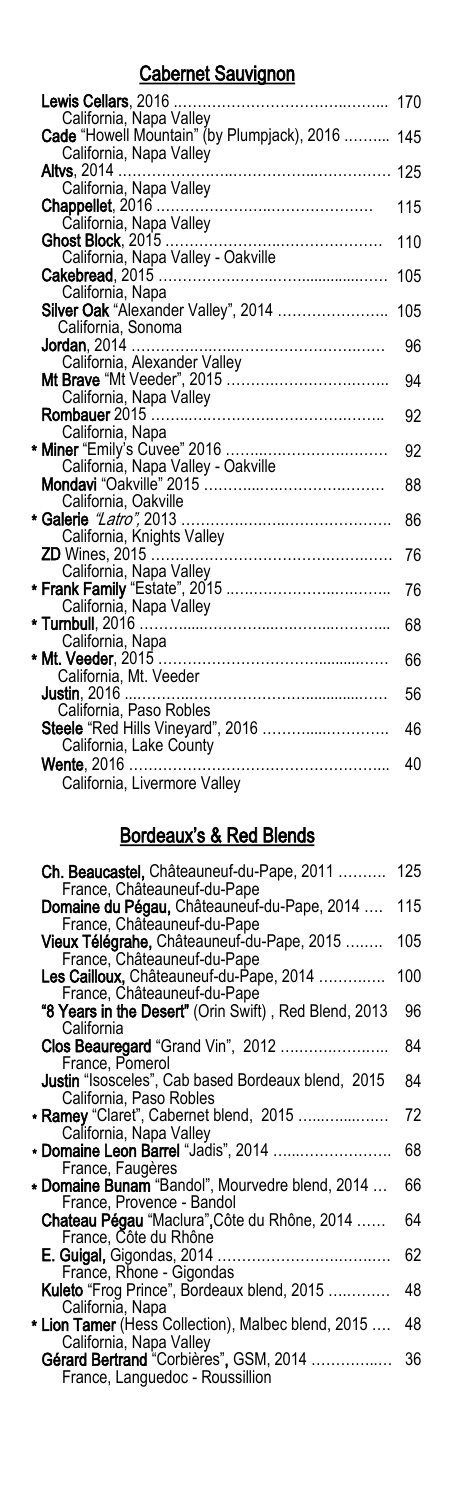## Cabernet Sauvignon

| Wine | Price |
|---|---|
| **Lewis Cellars**, 2016<br>California, Napa Valley | 170 |
| **Cade** "Howell Mountain" (by Plumpjack), 2016<br>California, Napa Valley | 145 |
| **Altvs**, 2014<br>California, Napa Valley | 125 |
| **Chappellet**, 2016<br>California, Napa Valley | 115 |
| **Ghost Block**, 2015<br>California, Napa Valley - Oakville | 110 |
| **Cakebread**, 2015<br>California, Napa | 105 |
| **Silver Oak** "Alexander Valley", 2014<br>California, Sonoma | 105 |
| **Jordan**, 2014<br>California, Alexander Valley | 96 |
| **Mt Brave** "Mt Veeder", 2015<br>California, Napa Valley | 94 |
| **Rombauer** 2015<br>California, Napa | 92 |
| * **Miner** "Emily's Cuvee" 2016<br>California, Napa Valley - Oakville | 92 |
| **Mondavi** "Oakville" 2015<br>California, Oakville | 88 |
| * **Galerie** *"Latro"*, 2013<br>California, Knights Valley | 86 |
| **ZD** Wines, 2015<br>California, Napa Valley | 76 |
| * **Frank Family** "Estate", 2015<br>California, Napa Valley | 76 |
| * **Turnbull**, 2016<br>California, Napa | 68 |
| * **Mt. Veeder**, 2015<br>California, Mt. Veeder | 66 |
| **Justin**, 2016<br>California, Paso Robles | 56 |
| **Steele** "Red Hills Vineyard", 2016<br>California, Lake County | 46 |
| **Wente**, 2016<br>California, Livermore Valley | 40 |

## Bordeaux's & Red Blends

| Wine | Price |
|---|---|
| **Ch. Beaucastel,** Châteauneuf-du-Pape, 2011<br>France, Châteauneuf-du-Pape | 125 |
| **Domaine du Pégau,** Châteauneuf-du-Pape, 2014<br>France, Châteauneuf-du-Pape | 115 |
| **Vieux Télégrahe,** Châteauneuf-du-Pape, 2015<br>France, Châteauneuf-du-Pape | 105 |
| **Les Cailloux,** Châteauneuf-du-Pape, 2014<br>France, Châteauneuf-du-Pape | 100 |
| **"8 Years in the Desert"** (Orin Swift) , Red Blend, 2013<br>California | 96 |
| **Clos Beauregard** "Grand Vin", 2012<br>France, Pomerol | 84 |
| **Justin** "Isosceles", Cab based Bordeaux blend, 2015<br>California, Paso Robles | 84 |
| * **Ramey** "Claret", Cabernet blend, 2015<br>California, Napa Valley | 72 |
| * **Domaine Leon Barrel** "Jadis", 2014<br>France, Faugères | 68 |
| * **Domaine Bunam** "Bandol", Mourvedre blend, 2014<br>France, Provence - Bandol | 66 |
| **Chateau Pégau** "Maclura",Côte du Rhône, 2014<br>France, Côte du Rhône | 64 |
| **E. Guigal,** Gigondas, 2014<br>France, Rhone - Gigondas | 62 |
| **Kuleto** "Frog Prince", Bordeaux blend, 2015<br>California, Napa | 48 |
| * **Lion Tamer** (Hess Collection), Malbec blend, 2015<br>California, Napa Valley | 48 |
| **Gérard Bertrand** "Corbières"**,** GSM, 2014<br>France, Languedoc - Roussillion | 36 |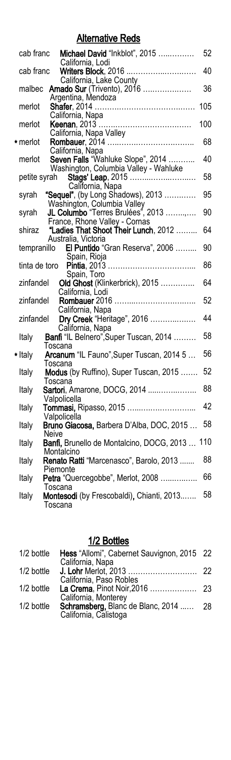## Alternative Reds

| | | |
|---|---|---|
| cab franc | **Michael David** "Inkblot", 2015 ……………<br>California, Lodi | 52 |
| cab franc | **Writers Block**, 2016 …………………………<br>California, Lake County | 40 |
| malbec | **Amado Sur** (Trivento), 2016 ………………<br>Argentina, Mendoza | 36 |
| merlot | **Shafer**, 2014 …………………………………<br>California, Napa | 105 |
| merlot | **Keenan**, 2013 ………………………………<br>California, Napa Valley | 100 |
| * merlot | **Rombauer**, 2014 ……………………………<br>California, Napa | 68 |
| merlot | **Seven Falls** "Wahluke Slope", 2014 ………<br>Washington, Columbia Valley - Wahluke | 40 |
| petite syrah | **Stags' Leap**, 2015 ……………………………<br>California, Napa | 58 |
| syrah | **"Sequel"**, (by Long Shadows), 2013 …………<br>Washington, Columbia Valley | 95 |
| syrah | **JL Columbo** "Terres Brulées", 2013 ………<br>France, Rhone Valley - Cornas | 90 |
| shiraz | **"Ladies That Shoot Their Lunch**, 2012 ………<br>Australia, Victoria | 64 |
| tempranillo | **El Puntido** "Gran Reserva", 2006 ………<br>Spain, Rioja | 90 |
| tinta de toro | **Pintia**, 2013 …………………………………<br>Spain, Toro | 86 |
| zinfandel | **Old Ghost** (Klinkerbrick), 2015 ………….<br>California, Lodi | 64 |
| zinfandel | **Rombauer** 2016 ………………………………<br>California, Napa | 52 |
| zinfandel | **Dry Creek** "Heritage", 2016 ………………<br>California, Napa | 44 |
| Italy | **Banfi** "IL Belnero",Super Tuscan, 2014 ………<br>Toscana | 58 |
| * Italy | **Arcanum** "IL Fauno",Super Tuscan, 2014 5 …<br>Toscana | 56 |
| Italy | **Modus** (by Ruffino), Super Tuscan, 2015 …….<br>Toscana | 52 |
| Italy | **Sartori**, Amarone, DOCG, 2014 ………………<br>Valpolicella | 88 |
| Italy | **Tommasi**, Ripasso, 2015 …………………………<br>Valpolicella | 42 |
| Italy | **Bruno Giacosa,** Barbera D'Alba, DOC, 2015 …<br>Neive | 58 |
| Italy | **Banfi,** Brunello de Montalcino, DOCG, 2013 …<br>Montalcino | 110 |
| Italy | **Renato Ratti** "Marcenasco", Barolo, 2013 …….<br>Piemonte | 88 |
| Italy | **Petra** "Quercegobbe", Merlot, 2008 ……………<br>Toscana | 66 |
| Italy | **Montesodi** (by Frescobaldi)**,** Chianti, 2013…….<br>Toscana | 58 |

## 1/2 Bottles

| | | |
|---|---|---|
| 1/2 bottle | **Hess** "Allomi", Cabernet Sauvignon, 2015<br>California, Napa | 22 |
| 1/2 bottle | **J. Lohr** Merlot, 2013 ……………………………<br>California, Paso Robles | 22 |
| 1/2 bottle | **La Crema**, Pinot Noir,2016 ………………<br>California, Monterey | 23 |
| 1/2 bottle | **Schramsberg,** Blanc de Blanc, 2014 ……<br>California, Calistoga | 28 |